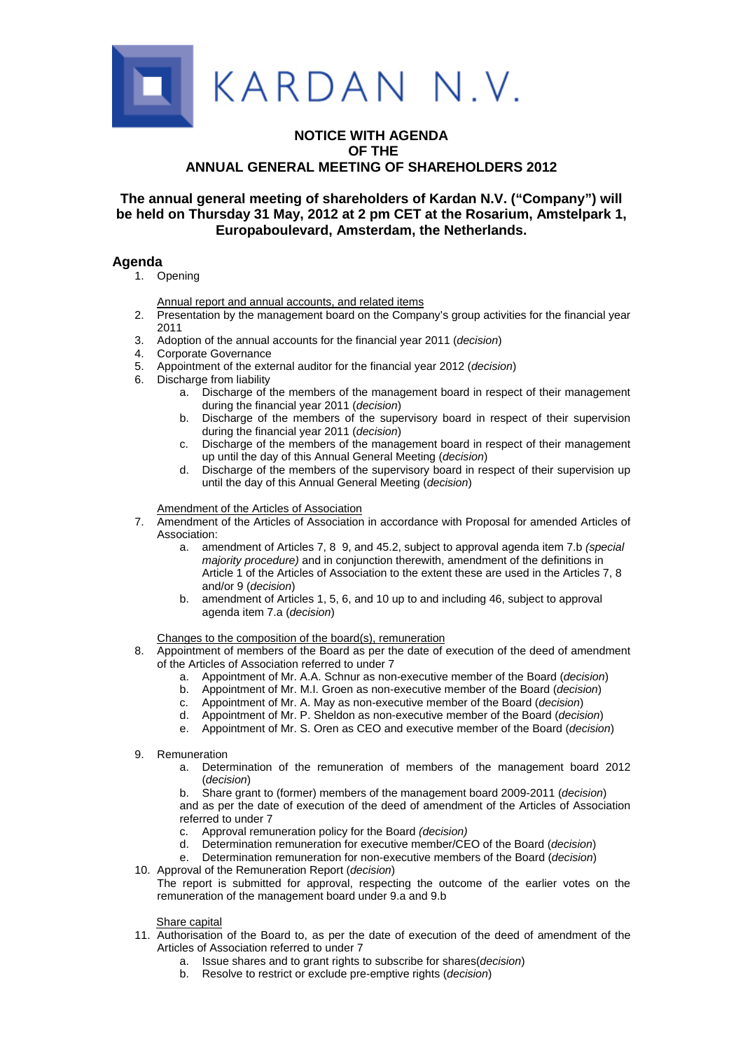# KARDAN N.V.

## NOTICE WITH AGENDA OF THE ANNUAL GENERAL MEETING OF SHAREHOLDERS 2012

### The annual general meeting of shareholders of Kardan N.V. ("Company") will be held on Thursday 31 May, 2012 at 2 pm CET at the Rosarium, Amstelpark 1, Europaboulevard, Amsterdam, the Netherlands.

## Agenda

1. Opening

   Annual report and annual accounts, and related items

2. Presentation by the management board on the Company's group activities for the financial year 2011
3. Adoption of the annual accounts for the financial year 2011 (*decision*)
4. Corporate Governance
5. Appointment of the external auditor for the financial year 2012 (*decision*)
6. Discharge from liability
   a. Discharge of the members of the management board in respect of their management during the financial year 2011 (*decision*)
   b. Discharge of the members of the supervisory board in respect of their supervision during the financial year 2011 (*decision*)
   c. Discharge of the members of the management board in respect of their management up until the day of this Annual General Meeting (*decision*)
   d. Discharge of the members of the supervisory board in respect of their supervision up until the day of this Annual General Meeting (*decision*)

   Amendment of the Articles of Association

7. Amendment of the Articles of Association in accordance with Proposal for amended Articles of Association:
   a. amendment of Articles 7, 8 9, and 45.2, subject to approval agenda item 7.b *(special majority procedure)* and in conjunction therewith, amendment of the definitions in Article 1 of the Articles of Association to the extent these are used in the Articles 7, 8 and/or 9 (*decision*)
   b. amendment of Articles 1, 5, 6, and 10 up to and including 46, subject to approval agenda item 7.a (*decision*)

   Changes to the composition of the board(s), remuneration

8. Appointment of members of the Board as per the date of execution of the deed of amendment of the Articles of Association referred to under 7
   a. Appointment of Mr. A.A. Schnur as non-executive member of the Board (*decision*)
   b. Appointment of Mr. M.I. Groen as non-executive member of the Board (*decision*)
   c. Appointment of Mr. A. May as non-executive member of the Board (*decision*)
   d. Appointment of Mr. P. Sheldon as non-executive member of the Board (*decision*)
   e. Appointment of Mr. S. Oren as CEO and executive member of the Board (*decision*)
9. Remuneration
   a. Determination of the remuneration of members of the management board 2012 (*decision*)
   b. Share grant to (former) members of the management board 2009-2011 (*decision*)

   and as per the date of execution of the deed of amendment of the Articles of Association referred to under 7

   c. Approval remuneration policy for the Board *(decision)*
   d. Determination remuneration for executive member/CEO of the Board (*decision*)
   e. Determination remuneration for non-executive members of the Board (*decision*)
10. Approval of the Remuneration Report (*decision*)

    The report is submitted for approval, respecting the outcome of the earlier votes on the remuneration of the management board under 9.a and 9.b

    Share capital

11. Authorisation of the Board to, as per the date of execution of the deed of amendment of the Articles of Association referred to under 7
    a. Issue shares and to grant rights to subscribe for shares(*decision*)
    b. Resolve to restrict or exclude pre-emptive rights (*decision*)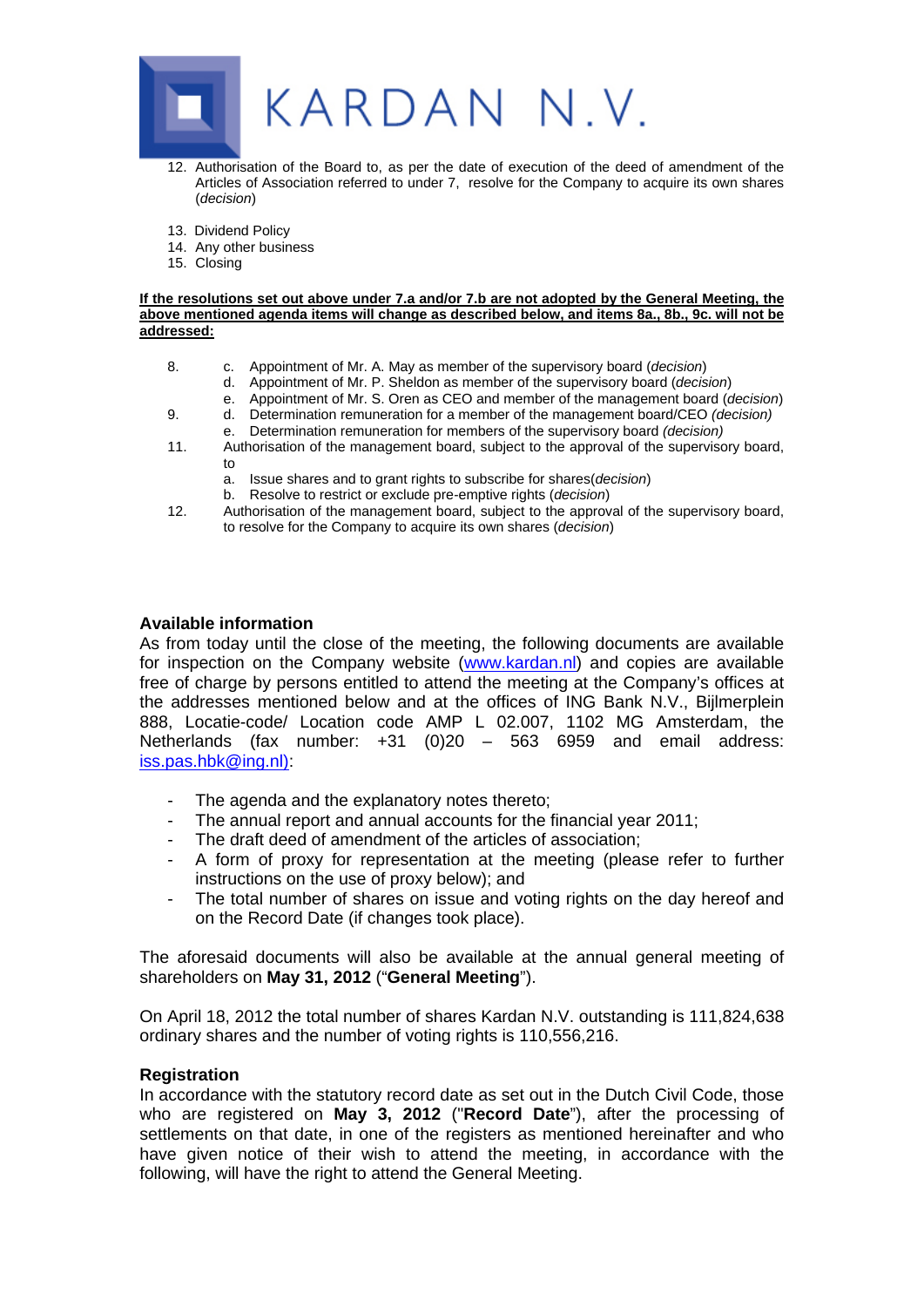12. Authorisation of the Board to, as per the date of execution of the deed of amendment of the Articles of Association referred to under 7, resolve for the Company to acquire its own shares (*decision*)

13. Dividend Policy
14. Any other business
15. Closing

**<u>If the resolutions set out above under 7.a and/or 7.b are not adopted by the General Meeting, the above mentioned agenda items will change as described below, and items 8a., 8b., 9c. will not be addressed:</u>**

8.
   c. Appointment of Mr. A. May as member of the supervisory board (*decision*)
   d. Appointment of Mr. P. Sheldon as member of the supervisory board (*decision*)
   e. Appointment of Mr. S. Oren as CEO and member of the management board (*decision*)

9.
   d. Determination remuneration for a member of the management board/CEO *(decision)*
   e. Determination remuneration for members of the supervisory board *(decision)*

11. Authorisation of the management board, subject to the approval of the supervisory board, to
   a. Issue shares and to grant rights to subscribe for shares(*decision*)
   b. Resolve to restrict or exclude pre-emptive rights (*decision*)

12. Authorisation of the management board, subject to the approval of the supervisory board, to resolve for the Company to acquire its own shares (*decision*)

## Available information

As from today until the close of the meeting, the following documents are available for inspection on the Company website (www.kardan.nl) and copies are available free of charge by persons entitled to attend the meeting at the Company's offices at the addresses mentioned below and at the offices of ING Bank N.V., Bijlmerplein 888, Locatie-code/ Location code AMP L 02.007, 1102 MG Amsterdam, the Netherlands (fax number: +31 (0)20 – 563 6959 and email address: iss.pas.hbk@ing.nl):

- The agenda and the explanatory notes thereto;
- The annual report and annual accounts for the financial year 2011;
- The draft deed of amendment of the articles of association;
- A form of proxy for representation at the meeting (please refer to further instructions on the use of proxy below); and
- The total number of shares on issue and voting rights on the day hereof and on the Record Date (if changes took place).

The aforesaid documents will also be available at the annual general meeting of shareholders on **May 31, 2012** ("**General Meeting**").

On April 18, 2012 the total number of shares Kardan N.V. outstanding is 111,824,638 ordinary shares and the number of voting rights is 110,556,216.

## Registration

In accordance with the statutory record date as set out in the Dutch Civil Code, those who are registered on **May 3, 2012** ("**Record Date**"), after the processing of settlements on that date, in one of the registers as mentioned hereinafter and who have given notice of their wish to attend the meeting, in accordance with the following, will have the right to attend the General Meeting.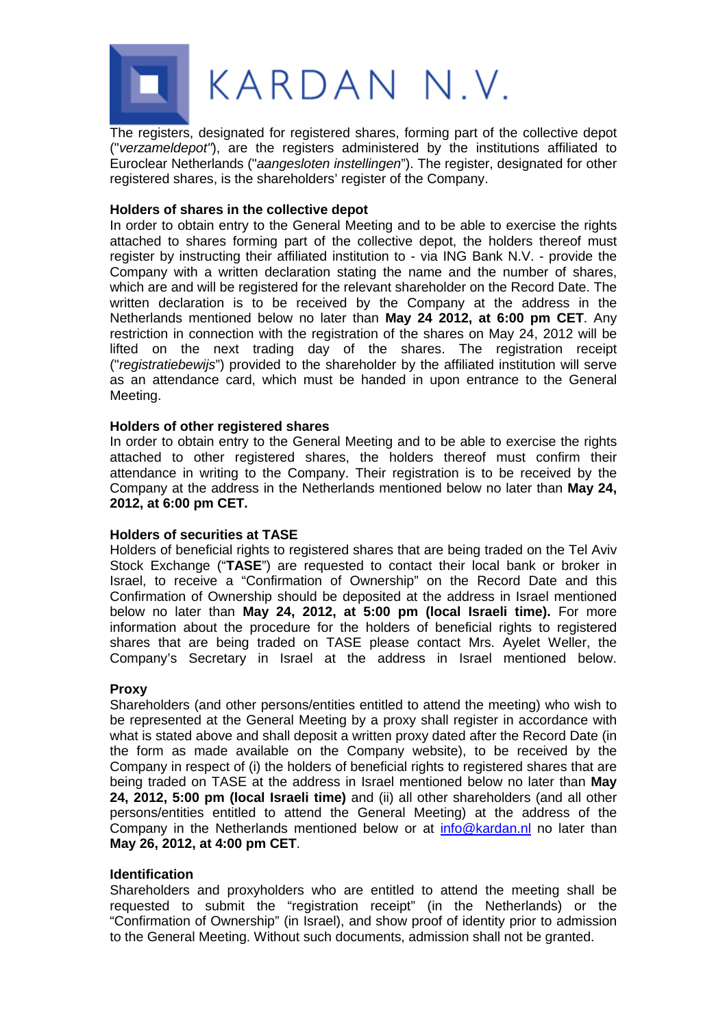KARDAN N.V.

The registers, designated for registered shares, forming part of the collective depot ("*verzameldepot*"), are the registers administered by the institutions affiliated to Euroclear Netherlands ("*aangesloten instellingen*"). The register, designated for other registered shares, is the shareholders' register of the Company.

**Holders of shares in the collective depot**

In order to obtain entry to the General Meeting and to be able to exercise the rights attached to shares forming part of the collective depot, the holders thereof must register by instructing their affiliated institution to - via ING Bank N.V. - provide the Company with a written declaration stating the name and the number of shares, which are and will be registered for the relevant shareholder on the Record Date. The written declaration is to be received by the Company at the address in the Netherlands mentioned below no later than **May 24 2012, at 6:00 pm CET**. Any restriction in connection with the registration of the shares on May 24, 2012 will be lifted on the next trading day of the shares. The registration receipt ("*registratiebewijs*") provided to the shareholder by the affiliated institution will serve as an attendance card, which must be handed in upon entrance to the General Meeting.

**Holders of other registered shares**

In order to obtain entry to the General Meeting and to be able to exercise the rights attached to other registered shares, the holders thereof must confirm their attendance in writing to the Company. Their registration is to be received by the Company at the address in the Netherlands mentioned below no later than **May 24, 2012, at 6:00 pm CET.**

**Holders of securities at TASE**

Holders of beneficial rights to registered shares that are being traded on the Tel Aviv Stock Exchange ("**TASE**") are requested to contact their local bank or broker in Israel, to receive a "Confirmation of Ownership" on the Record Date and this Confirmation of Ownership should be deposited at the address in Israel mentioned below no later than **May 24, 2012, at 5:00 pm (local Israeli time).** For more information about the procedure for the holders of beneficial rights to registered shares that are being traded on TASE please contact Mrs. Ayelet Weller, the Company's Secretary in Israel at the address in Israel mentioned below.

**Proxy**

Shareholders (and other persons/entities entitled to attend the meeting) who wish to be represented at the General Meeting by a proxy shall register in accordance with what is stated above and shall deposit a written proxy dated after the Record Date (in the form as made available on the Company website), to be received by the Company in respect of (i) the holders of beneficial rights to registered shares that are being traded on TASE at the address in Israel mentioned below no later than **May 24, 2012, 5:00 pm (local Israeli time)** and (ii) all other shareholders (and all other persons/entities entitled to attend the General Meeting) at the address of the Company in the Netherlands mentioned below or at info@kardan.nl no later than **May 26, 2012, at 4:00 pm CET**.

**Identification**

Shareholders and proxyholders who are entitled to attend the meeting shall be requested to submit the "registration receipt" (in the Netherlands) or the "Confirmation of Ownership" (in Israel), and show proof of identity prior to admission to the General Meeting. Without such documents, admission shall not be granted.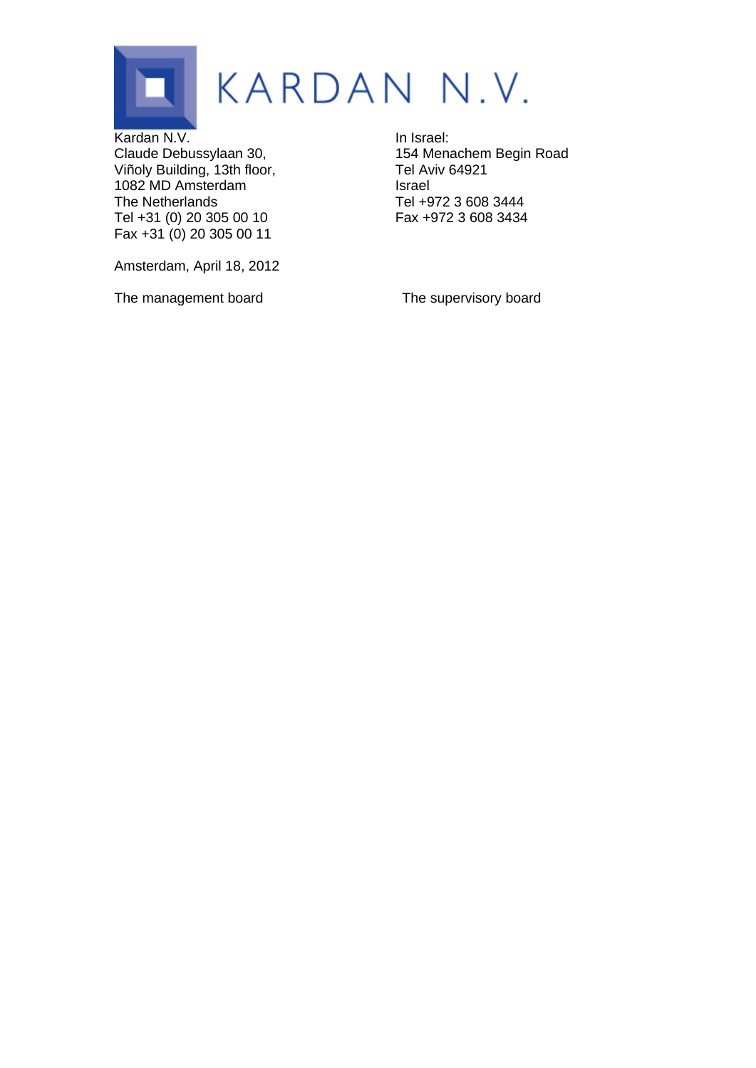KARDAN N.V.

Kardan N.V.
Claude Debussylaan 30,
Viñoly Building, 13th floor,
1082 MD Amsterdam
The Netherlands
Tel +31 (0) 20 305 00 10
Fax +31 (0) 20 305 00 11

In Israel:
154 Menachem Begin Road
Tel Aviv 64921
Israel
Tel +972 3 608 3444
Fax +972 3 608 3434

Amsterdam, April 18, 2012

The management board

The supervisory board